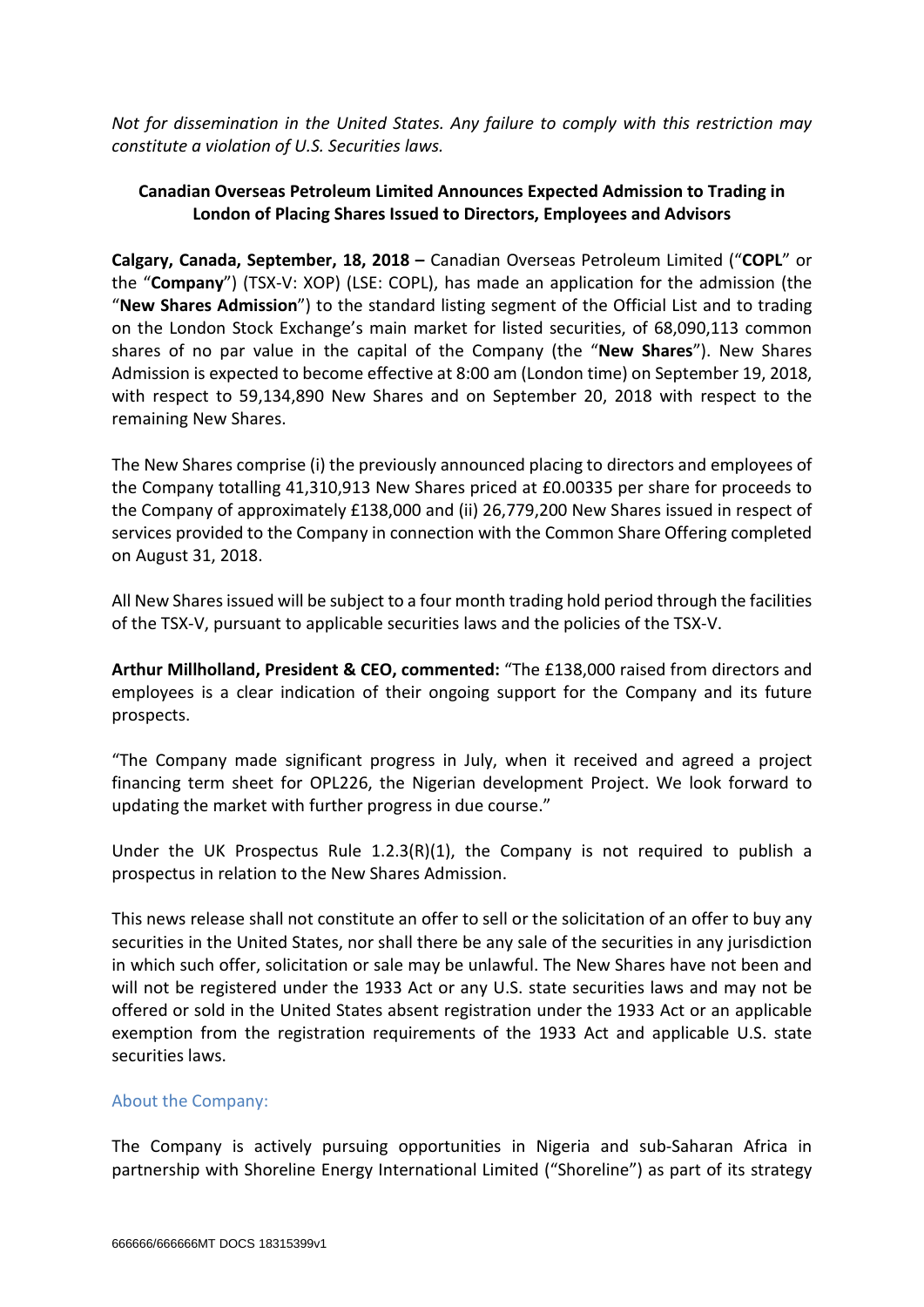*Not for dissemination in the United States. Any failure to comply with this restriction may constitute a violation of U.S. Securities laws.*

**Canadian Overseas Petroleum Limited Announces Expected Admission to Trading in London of Placing Shares Issued to Directors, Employees and Advisors**

**Calgary, Canada, September, 18, 2018 –** Canadian Overseas Petroleum Limited ("**COPL**" or the "**Company**") (TSX-V: XOP) (LSE: COPL), has made an application for the admission (the "**New Shares Admission**") to the standard listing segment of the Official List and to trading on the London Stock Exchange's main market for listed securities, of 68,090,113 common shares of no par value in the capital of the Company (the "**New Shares**"). New Shares Admission is expected to become effective at 8:00 am (London time) on September 19, 2018, with respect to 59,134,890 New Shares and on September 20, 2018 with respect to the remaining New Shares.

The New Shares comprise (i) the previously announced placing to directors and employees of the Company totalling 41,310,913 New Shares priced at £0.00335 per share for proceeds to the Company of approximately £138,000 and (ii) 26,779,200 New Shares issued in respect of services provided to the Company in connection with the Common Share Offering completed on August 31, 2018.

All New Shares issued will be subject to a four month trading hold period through the facilities of the TSX-V, pursuant to applicable securities laws and the policies of the TSX-V.

**Arthur Millholland, President & CEO, commented:** "The £138,000 raised from directors and employees is a clear indication of their ongoing support for the Company and its future prospects.

"The Company made significant progress in July, when it received and agreed a project financing term sheet for OPL226, the Nigerian development Project. We look forward to updating the market with further progress in due course."

Under the UK Prospectus Rule 1.2.3(R)(1), the Company is not required to publish a prospectus in relation to the New Shares Admission.

This news release shall not constitute an offer to sell or the solicitation of an offer to buy any securities in the United States, nor shall there be any sale of the securities in any jurisdiction in which such offer, solicitation or sale may be unlawful. The New Shares have not been and will not be registered under the 1933 Act or any U.S. state securities laws and may not be offered or sold in the United States absent registration under the 1933 Act or an applicable exemption from the registration requirements of the 1933 Act and applicable U.S. state securities laws.

## About the Company:

The Company is actively pursuing opportunities in Nigeria and sub-Saharan Africa in partnership with Shoreline Energy International Limited ("Shoreline") as part of its strategy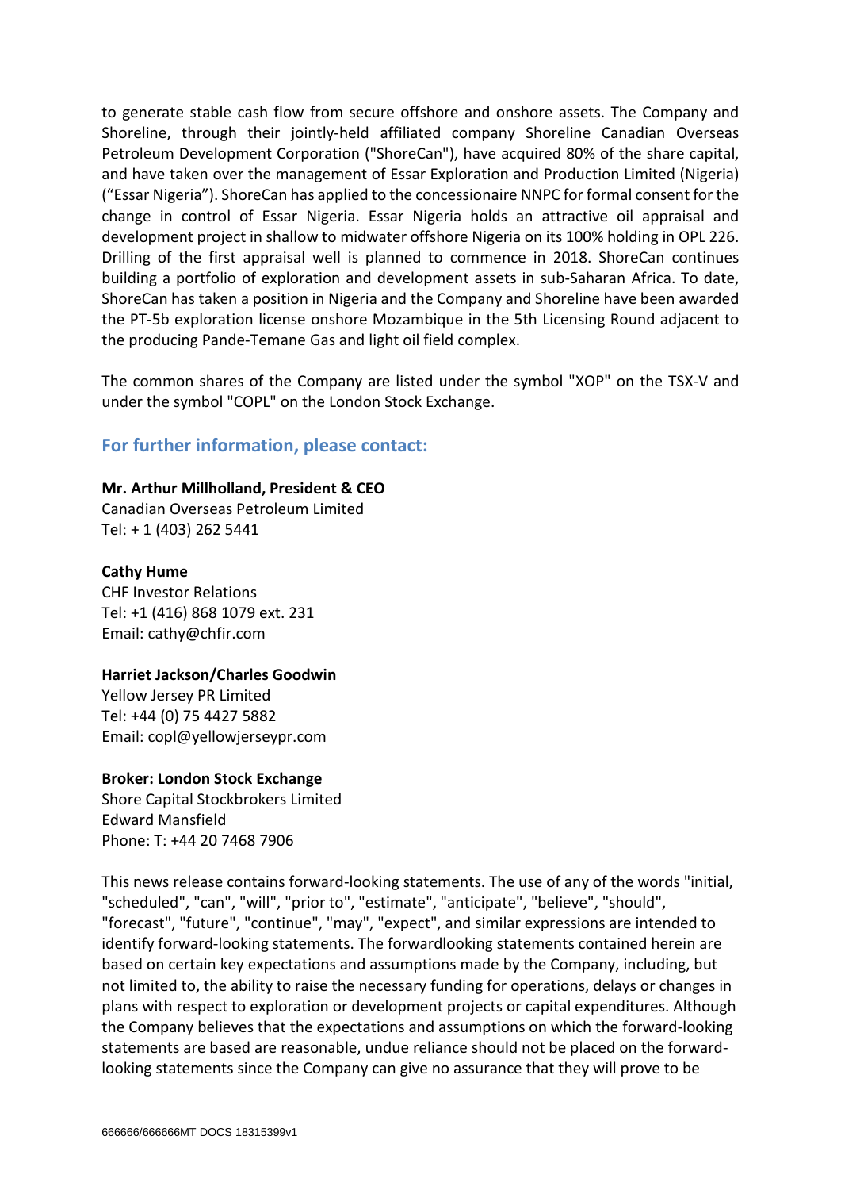to generate stable cash flow from secure offshore and onshore assets. The Company and Shoreline, through their jointly-held affiliated company Shoreline Canadian Overseas Petroleum Development Corporation ("ShoreCan"), have acquired 80% of the share capital, and have taken over the management of Essar Exploration and Production Limited (Nigeria) ("Essar Nigeria"). ShoreCan has applied to the concessionaire NNPC for formal consent for the change in control of Essar Nigeria. Essar Nigeria holds an attractive oil appraisal and development project in shallow to midwater offshore Nigeria on its 100% holding in OPL 226. Drilling of the first appraisal well is planned to commence in 2018. ShoreCan continues building a portfolio of exploration and development assets in sub-Saharan Africa. To date, ShoreCan has taken a position in Nigeria and the Company and Shoreline have been awarded the PT-5b exploration license onshore Mozambique in the 5th Licensing Round adjacent to the producing Pande-Temane Gas and light oil field complex.

The common shares of the Company are listed under the symbol "XOP" on the TSX-V and under the symbol "COPL" on the London Stock Exchange.

## For further information, please contact:

**Mr. Arthur Millholland, President & CEO**
Canadian Overseas Petroleum Limited
Tel: + 1 (403) 262 5441

**Cathy Hume**
CHF Investor Relations
Tel: +1 (416) 868 1079 ext. 231
Email: cathy@chfir.com

**Harriet Jackson/Charles Goodwin**
Yellow Jersey PR Limited
Tel: +44 (0) 75 4427 5882
Email: copl@yellowjerseypr.com

**Broker: London Stock Exchange**
Shore Capital Stockbrokers Limited
Edward Mansfield
Phone: T: +44 20 7468 7906

This news release contains forward-looking statements. The use of any of the words "initial, "scheduled", "can", "will", "prior to", "estimate", "anticipate", "believe", "should", "forecast", "future", "continue", "may", "expect", and similar expressions are intended to identify forward-looking statements. The forwardlooking statements contained herein are based on certain key expectations and assumptions made by the Company, including, but not limited to, the ability to raise the necessary funding for operations, delays or changes in plans with respect to exploration or development projects or capital expenditures. Although the Company believes that the expectations and assumptions on which the forward-looking statements are based are reasonable, undue reliance should not be placed on the forward-looking statements since the Company can give no assurance that they will prove to be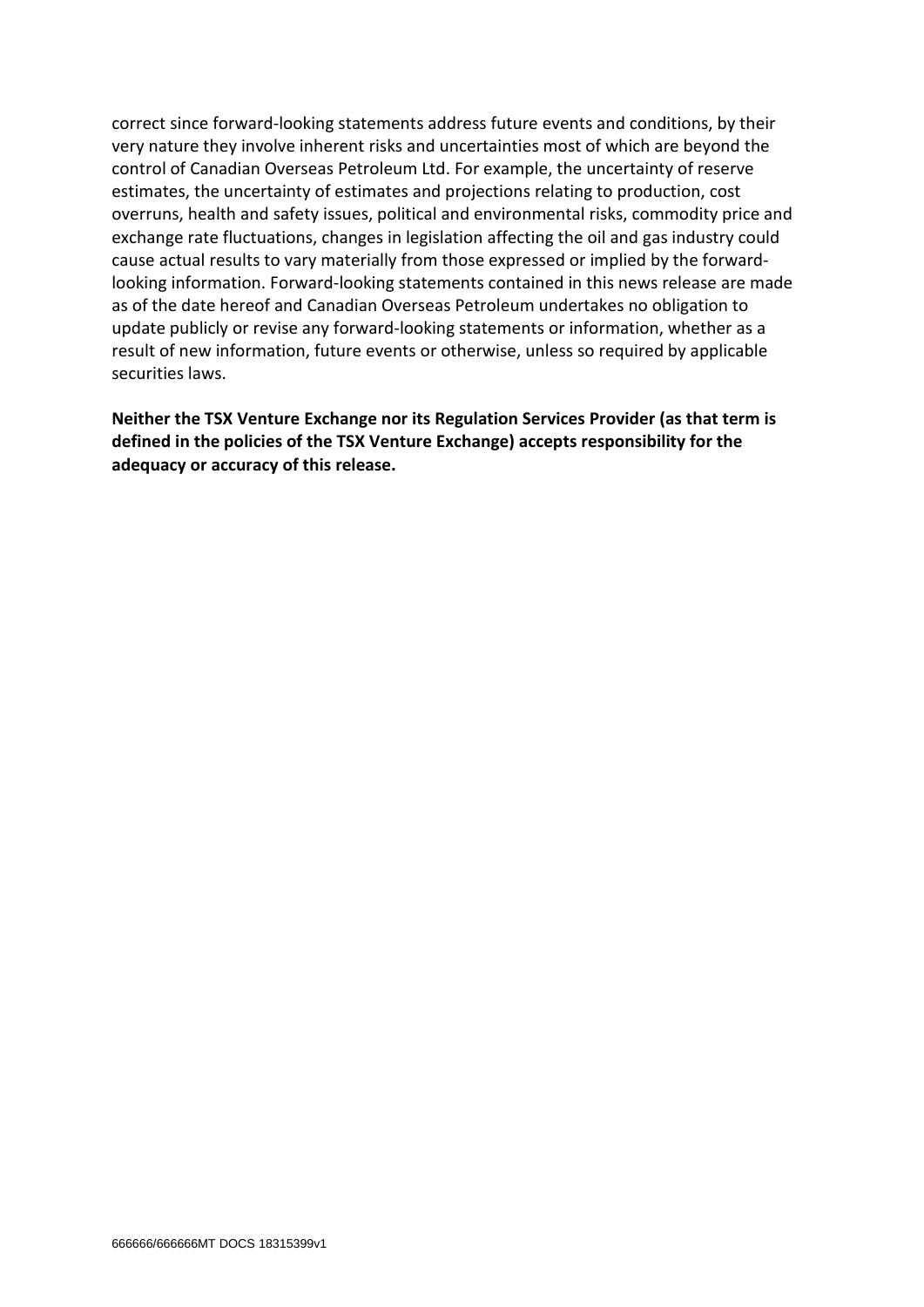correct since forward-looking statements address future events and conditions, by their very nature they involve inherent risks and uncertainties most of which are beyond the control of Canadian Overseas Petroleum Ltd. For example, the uncertainty of reserve estimates, the uncertainty of estimates and projections relating to production, cost overruns, health and safety issues, political and environmental risks, commodity price and exchange rate fluctuations, changes in legislation affecting the oil and gas industry could cause actual results to vary materially from those expressed or implied by the forward-looking information. Forward-looking statements contained in this news release are made as of the date hereof and Canadian Overseas Petroleum undertakes no obligation to update publicly or revise any forward-looking statements or information, whether as a result of new information, future events or otherwise, unless so required by applicable securities laws.

**Neither the TSX Venture Exchange nor its Regulation Services Provider (as that term is defined in the policies of the TSX Venture Exchange) accepts responsibility for the adequacy or accuracy of this release.**

666666/666666MT DOCS 18315399v1